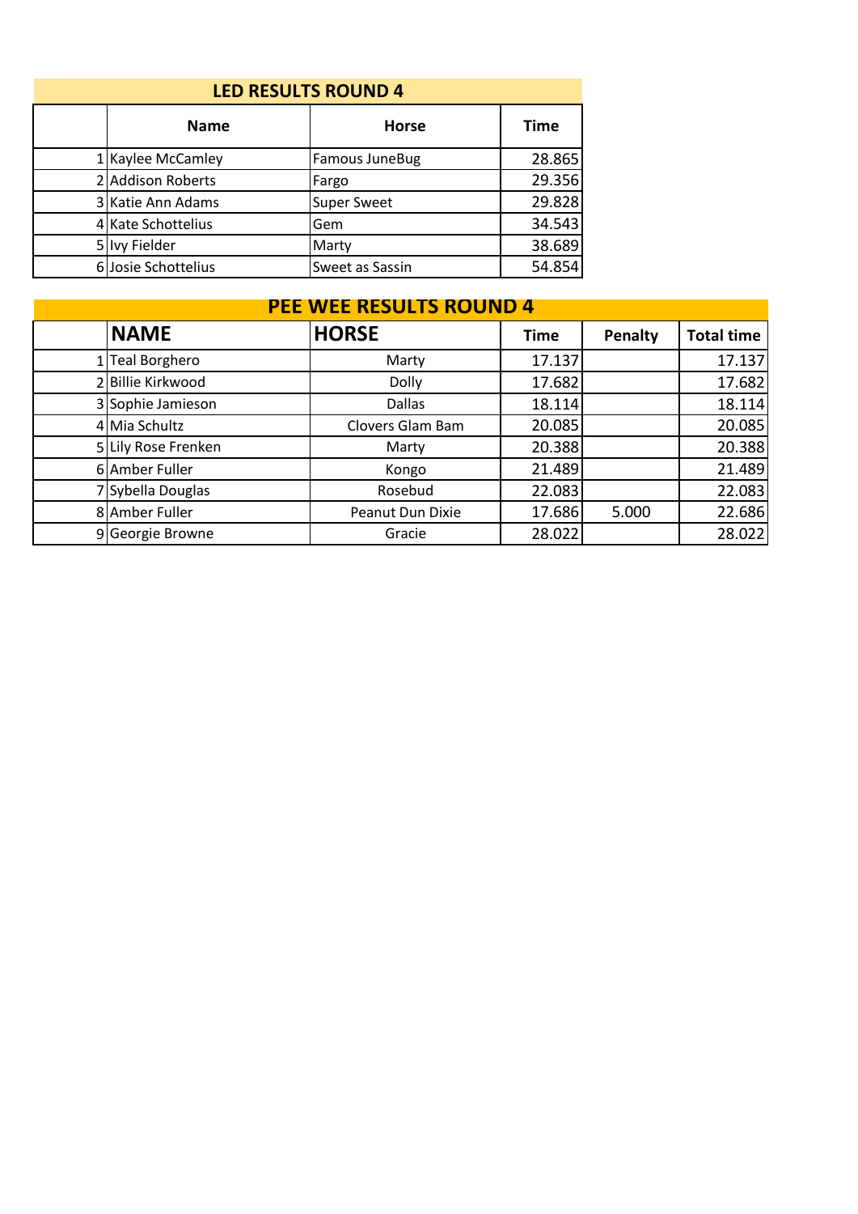## LED RESULTS ROUND 4

| | Name | Horse | Time |
|---|---|---|---|
| 1 | Kaylee McCamley | Famous JuneBug | 28.865 |
| 2 | Addison Roberts | Fargo | 29.356 |
| 3 | Katie Ann Adams | Super Sweet | 29.828 |
| 4 | Kate Schottelius | Gem | 34.543 |
| 5 | Ivy Fielder | Marty | 38.689 |
| 6 | Josie Schottelius | Sweet as Sassin | 54.854 |

## PEE WEE RESULTS ROUND 4

| | NAME | HORSE | Time | Penalty | Total time |
|---|---|---|---|---|---|
| 1 | Teal Borghero | Marty | 17.137 | | 17.137 |
| 2 | Billie Kirkwood | Dolly | 17.682 | | 17.682 |
| 3 | Sophie Jamieson | Dallas | 18.114 | | 18.114 |
| 4 | Mia Schultz | Clovers Glam Bam | 20.085 | | 20.085 |
| 5 | Lily Rose Frenken | Marty | 20.388 | | 20.388 |
| 6 | Amber Fuller | Kongo | 21.489 | | 21.489 |
| 7 | Sybella Douglas | Rosebud | 22.083 | | 22.083 |
| 8 | Amber Fuller | Peanut Dun Dixie | 17.686 | 5.000 | 22.686 |
| 9 | Georgie Browne | Gracie | 28.022 | | 28.022 |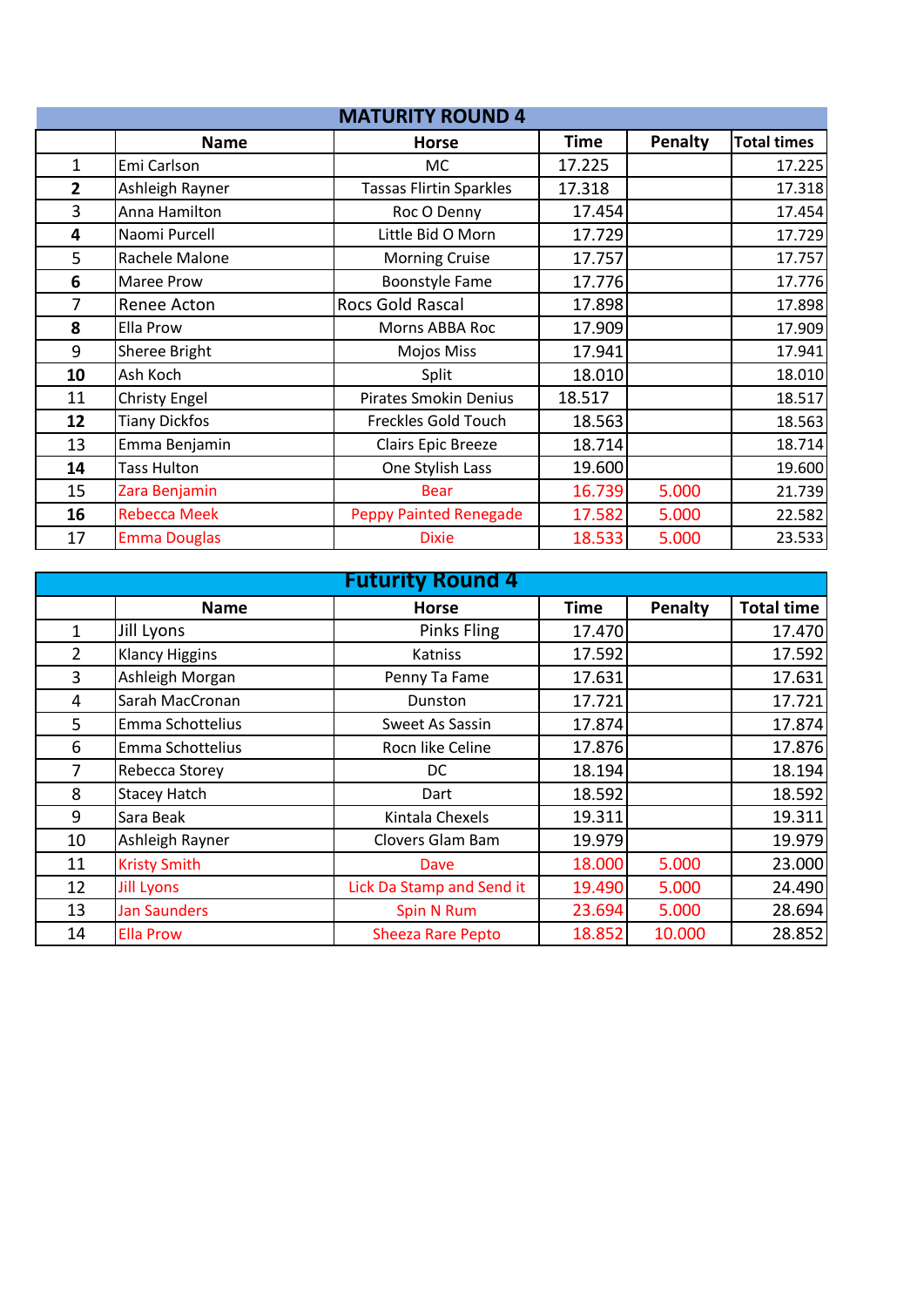## MATURITY ROUND 4

| | Name | Horse | Time | Penalty | Total times |
|---|---|---|---|---|---|
| 1 | Emi Carlson | MC | 17.225 | | 17.225 |
| **2** | Ashleigh Rayner | Tassas Flirtin Sparkles | 17.318 | | 17.318 |
| 3 | Anna Hamilton | Roc O Denny | 17.454 | | 17.454 |
| **4** | Naomi Purcell | Little Bid O Morn | 17.729 | | 17.729 |
| 5 | Rachele Malone | Morning Cruise | 17.757 | | 17.757 |
| **6** | Maree Prow | Boonstyle Fame | 17.776 | | 17.776 |
| 7 | Renee Acton | Rocs Gold Rascal | 17.898 | | 17.898 |
| **8** | Ella Prow | Morns ABBA Roc | 17.909 | | 17.909 |
| 9 | Sheree Bright | Mojos Miss | 17.941 | | 17.941 |
| **10** | Ash Koch | Split | 18.010 | | 18.010 |
| 11 | Christy Engel | Pirates Smokin Denius | 18.517 | | 18.517 |
| **12** | Tiany Dickfos | Freckles Gold Touch | 18.563 | | 18.563 |
| 13 | Emma Benjamin | Clairs Epic Breeze | 18.714 | | 18.714 |
| **14** | Tass Hulton | One Stylish Lass | 19.600 | | 19.600 |
| 15 | Zara Benjamin | Bear | 16.739 | 5.000 | 21.739 |
| **16** | Rebecca Meek | Peppy Painted Renegade | 17.582 | 5.000 | 22.582 |
| 17 | Emma Douglas | Dixie | 18.533 | 5.000 | 23.533 |

## Futurity Round 4

| | Name | Horse | Time | Penalty | Total time |
|---|---|---|---|---|---|
| 1 | Jill Lyons | Pinks Fling | 17.470 | | 17.470 |
| 2 | Klancy Higgins | Katniss | 17.592 | | 17.592 |
| 3 | Ashleigh Morgan | Penny Ta Fame | 17.631 | | 17.631 |
| 4 | Sarah MacCronan | Dunston | 17.721 | | 17.721 |
| 5 | Emma Schottelius | Sweet As Sassin | 17.874 | | 17.874 |
| 6 | Emma Schottelius | Rocn like Celine | 17.876 | | 17.876 |
| 7 | Rebecca Storey | DC | 18.194 | | 18.194 |
| 8 | Stacey Hatch | Dart | 18.592 | | 18.592 |
| 9 | Sara Beak | Kintala Chexels | 19.311 | | 19.311 |
| 10 | Ashleigh Rayner | Clovers Glam Bam | 19.979 | | 19.979 |
| 11 | Kristy Smith | Dave | 18.000 | 5.000 | 23.000 |
| 12 | Jill Lyons | Lick Da Stamp and Send it | 19.490 | 5.000 | 24.490 |
| 13 | Jan Saunders | Spin N Rum | 23.694 | 5.000 | 28.694 |
| 14 | Ella Prow | Sheeza Rare Pepto | 18.852 | 10.000 | 28.852 |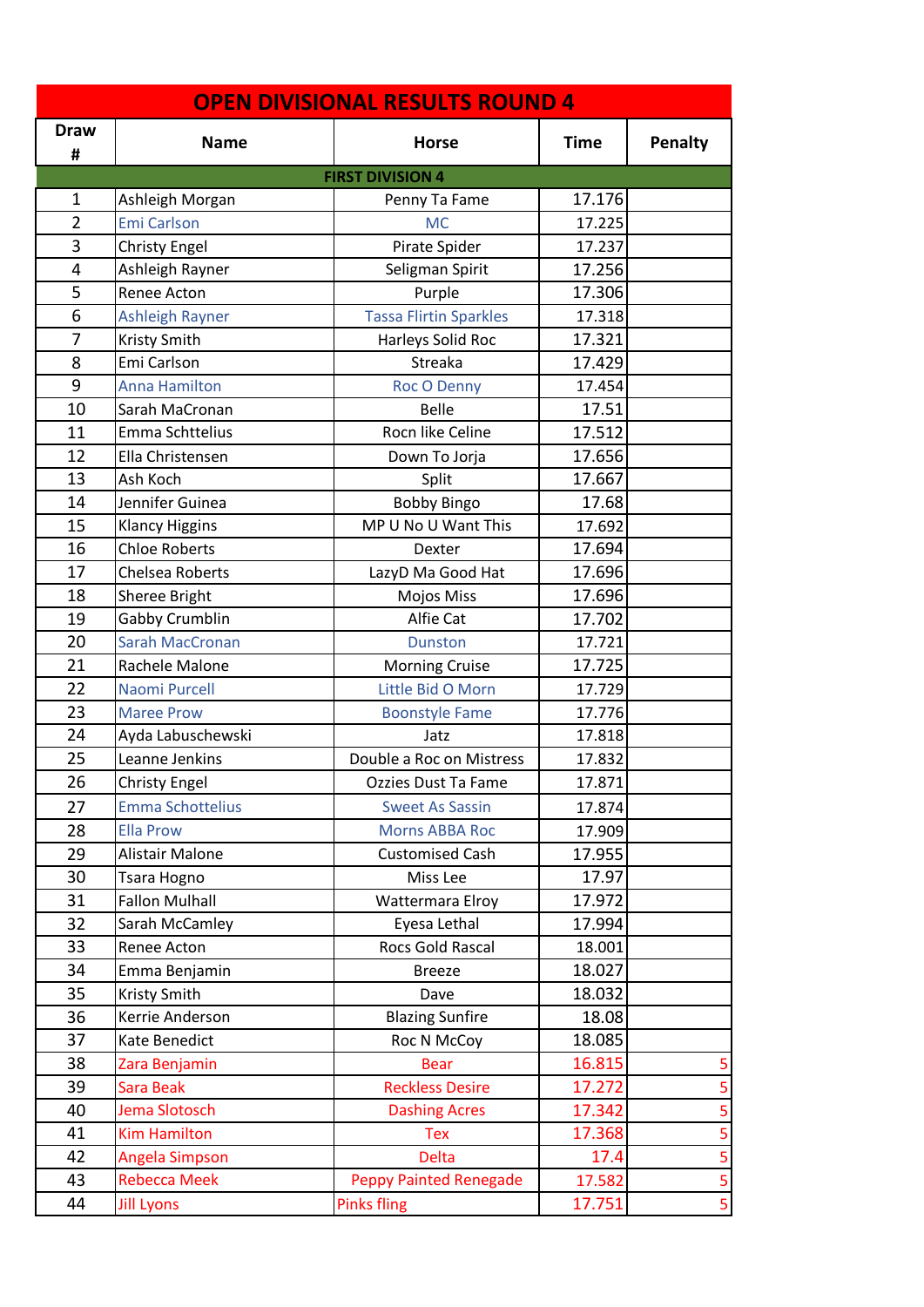# OPEN DIVISIONAL RESULTS ROUND 4

| Draw # | Name | Horse | Time | Penalty |
|---|---|---|---|---|
| **FIRST DIVISION 4** | | | | |
| 1 | Ashleigh Morgan | Penny Ta Fame | 17.176 | |
| 2 | Emi Carlson | MC | 17.225 | |
| 3 | Christy Engel | Pirate Spider | 17.237 | |
| 4 | Ashleigh Rayner | Seligman Spirit | 17.256 | |
| 5 | Renee Acton | Purple | 17.306 | |
| 6 | Ashleigh Rayner | Tassa Flirtin Sparkles | 17.318 | |
| 7 | Kristy Smith | Harleys Solid Roc | 17.321 | |
| 8 | Emi Carlson | Streaka | 17.429 | |
| 9 | Anna Hamilton | Roc O Denny | 17.454 | |
| 10 | Sarah MaCronan | Belle | 17.51 | |
| 11 | Emma Schttelius | Rocn like Celine | 17.512 | |
| 12 | Ella Christensen | Down To Jorja | 17.656 | |
| 13 | Ash Koch | Split | 17.667 | |
| 14 | Jennifer Guinea | Bobby Bingo | 17.68 | |
| 15 | Klancy Higgins | MP U No U Want This | 17.692 | |
| 16 | Chloe Roberts | Dexter | 17.694 | |
| 17 | Chelsea Roberts | LazyD Ma Good Hat | 17.696 | |
| 18 | Sheree Bright | Mojos Miss | 17.696 | |
| 19 | Gabby Crumblin | Alfie Cat | 17.702 | |
| 20 | Sarah MacCronan | Dunston | 17.721 | |
| 21 | Rachele Malone | Morning Cruise | 17.725 | |
| 22 | Naomi Purcell | Little Bid O Morn | 17.729 | |
| 23 | Maree Prow | Boonstyle Fame | 17.776 | |
| 24 | Ayda Labuschewski | Jatz | 17.818 | |
| 25 | Leanne Jenkins | Double a Roc on Mistress | 17.832 | |
| 26 | Christy Engel | Ozzies Dust Ta Fame | 17.871 | |
| 27 | Emma Schottelius | Sweet As Sassin | 17.874 | |
| 28 | Ella Prow | Morns ABBA Roc | 17.909 | |
| 29 | Alistair Malone | Customised Cash | 17.955 | |
| 30 | Tsara Hogno | Miss Lee | 17.97 | |
| 31 | Fallon Mulhall | Wattermara Elroy | 17.972 | |
| 32 | Sarah McCamley | Eyesa Lethal | 17.994 | |
| 33 | Renee Acton | Rocs Gold Rascal | 18.001 | |
| 34 | Emma Benjamin | Breeze | 18.027 | |
| 35 | Kristy Smith | Dave | 18.032 | |
| 36 | Kerrie Anderson | Blazing Sunfire | 18.08 | |
| 37 | Kate Benedict | Roc N McCoy | 18.085 | |
| 38 | Zara Benjamin | Bear | 16.815 | 5 |
| 39 | Sara Beak | Reckless Desire | 17.272 | 5 |
| 40 | Jema Slotosch | Dashing Acres | 17.342 | 5 |
| 41 | Kim Hamilton | Tex | 17.368 | 5 |
| 42 | Angela Simpson | Delta | 17.4 | 5 |
| 43 | Rebecca Meek | Peppy Painted Renegade | 17.582 | 5 |
| 44 | Jill Lyons | Pinks fling | 17.751 | 5 |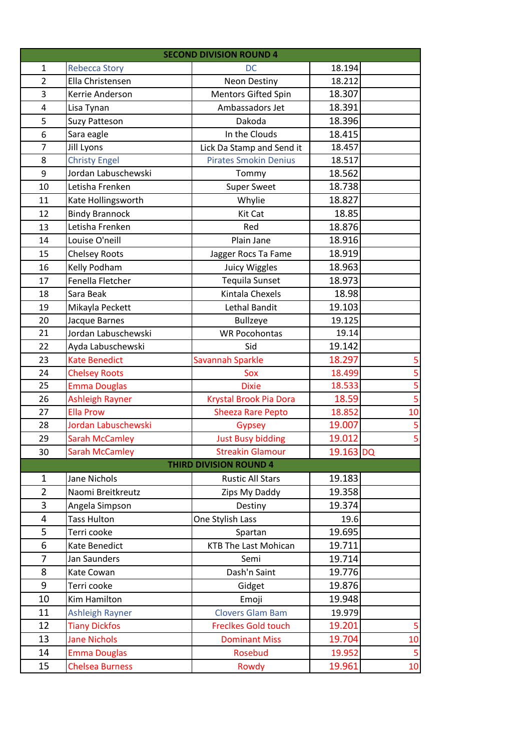| SECOND DIVISION ROUND 4 | | | | |
|---|---|---|---|---|
| 1 | Rebecca Story | DC | 18.194 | |
| 2 | Ella Christensen | Neon Destiny | 18.212 | |
| 3 | Kerrie Anderson | Mentors Gifted Spin | 18.307 | |
| 4 | Lisa Tynan | Ambassadors Jet | 18.391 | |
| 5 | Suzy Patteson | Dakoda | 18.396 | |
| 6 | Sara eagle | In the Clouds | 18.415 | |
| 7 | Jill Lyons | Lick Da Stamp and Send it | 18.457 | |
| 8 | Christy Engel | Pirates Smokin Denius | 18.517 | |
| 9 | Jordan Labuschewski | Tommy | 18.562 | |
| 10 | Letisha Frenken | Super Sweet | 18.738 | |
| 11 | Kate Hollingsworth | Whylie | 18.827 | |
| 12 | Bindy Brannock | Kit Cat | 18.85 | |
| 13 | Letisha Frenken | Red | 18.876 | |
| 14 | Louise O'neill | Plain Jane | 18.916 | |
| 15 | Chelsey Roots | Jagger Rocs Ta Fame | 18.919 | |
| 16 | Kelly Podham | Juicy Wiggles | 18.963 | |
| 17 | Fenella Fletcher | Tequila Sunset | 18.973 | |
| 18 | Sara Beak | Kintala Chexels | 18.98 | |
| 19 | Mikayla Peckett | Lethal Bandit | 19.103 | |
| 20 | Jacque Barnes | Bullzeye | 19.125 | |
| 21 | Jordan Labuschewski | WR Pocohontas | 19.14 | |
| 22 | Ayda Labuschewski | Sid | 19.142 | |
| 23 | Kate Benedict | Savannah Sparkle | 18.297 | 5 |
| 24 | Chelsey Roots | Sox | 18.499 | 5 |
| 25 | Emma Douglas | Dixie | 18.533 | 5 |
| 26 | Ashleigh Rayner | Krystal Brook Pia Dora | 18.59 | 5 |
| 27 | Ella Prow | Sheeza Rare Pepto | 18.852 | 10 |
| 28 | Jordan Labuschewski | Gypsey | 19.007 | 5 |
| 29 | Sarah McCamley | Just Busy bidding | 19.012 | 5 |
| 30 | Sarah McCamley | Streakin Glamour | 19.163 | DQ |
| **THIRD DIVISION ROUND 4** | | | | |
| 1 | Jane Nichols | Rustic All Stars | 19.183 | |
| 2 | Naomi Breitkreutz | Zips My Daddy | 19.358 | |
| 3 | Angela Simpson | Destiny | 19.374 | |
| 4 | Tass Hulton | One Stylish Lass | 19.6 | |
| 5 | Terri cooke | Spartan | 19.695 | |
| 6 | Kate Benedict | KTB The Last Mohican | 19.711 | |
| 7 | Jan Saunders | Semi | 19.714 | |
| 8 | Kate Cowan | Dash'n Saint | 19.776 | |
| 9 | Terri cooke | Gidget | 19.876 | |
| 10 | Kim Hamilton | Emoji | 19.948 | |
| 11 | Ashleigh Rayner | Clovers Glam Bam | 19.979 | |
| 12 | Tiany Dickfos | Freclkes Gold touch | 19.201 | 5 |
| 13 | Jane Nichols | Dominant Miss | 19.704 | 10 |
| 14 | Emma Douglas | Rosebud | 19.952 | 5 |
| 15 | Chelsea Burness | Rowdy | 19.961 | 10 |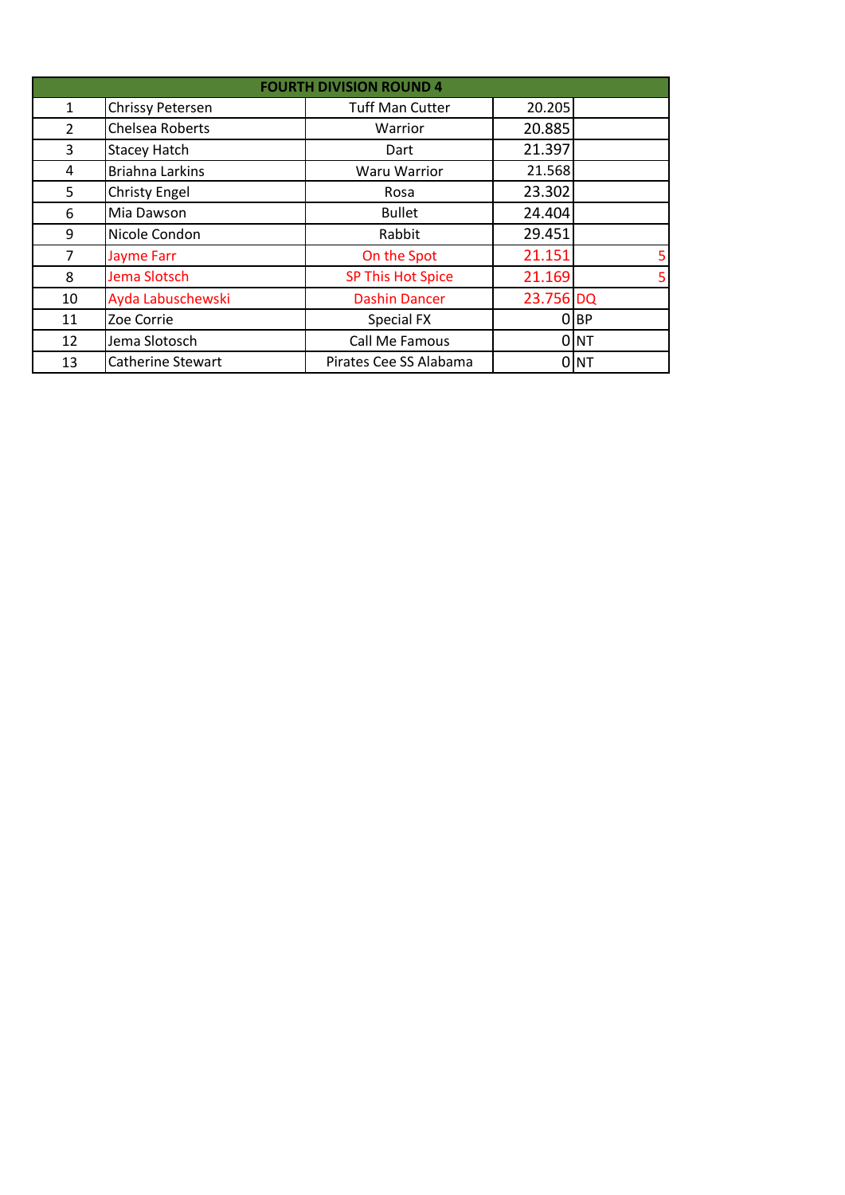| FOURTH DIVISION ROUND 4 | | | | | |
|---|---|---|---|---|---|
| 1 | Chrissy Petersen | Tuff Man Cutter | 20.205 | | |
| 2 | Chelsea Roberts | Warrior | 20.885 | | |
| 3 | Stacey Hatch | Dart | 21.397 | | |
| 4 | Briahna Larkins | Waru Warrior | 21.568 | | |
| 5 | Christy Engel | Rosa | 23.302 | | |
| 6 | Mia Dawson | Bullet | 24.404 | | |
| 9 | Nicole Condon | Rabbit | 29.451 | | |
| 7 | Jayme Farr | On the Spot | 21.151 | | 5 |
| 8 | Jema Slotsch | SP This Hot Spice | 21.169 | | 5 |
| 10 | Ayda Labuschewski | Dashin Dancer | 23.756 | DQ | |
| 11 | Zoe Corrie | Special FX | 0 | BP | |
| 12 | Jema Slotosch | Call Me Famous | 0 | NT | |
| 13 | Catherine Stewart | Pirates Cee SS Alabama | 0 | NT | |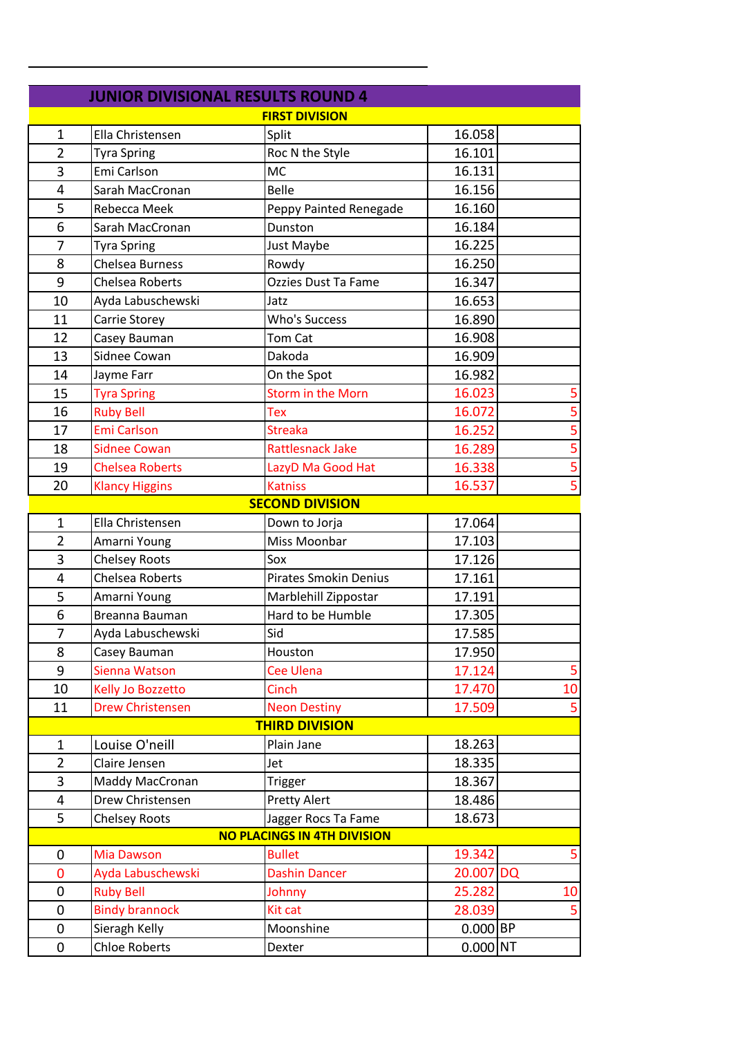## JUNIOR DIVISIONAL RESULTS ROUND 4

| | | | | |
|---|---|---|---|---|
| **FIRST DIVISION** | | | | |
| 1 | Ella Christensen | Split | 16.058 | |
| 2 | Tyra Spring | Roc N the Style | 16.101 | |
| 3 | Emi Carlson | MC | 16.131 | |
| 4 | Sarah MacCronan | Belle | 16.156 | |
| 5 | Rebecca Meek | Peppy Painted Renegade | 16.160 | |
| 6 | Sarah MacCronan | Dunston | 16.184 | |
| 7 | Tyra Spring | Just Maybe | 16.225 | |
| 8 | Chelsea Burness | Rowdy | 16.250 | |
| 9 | Chelsea Roberts | Ozzies Dust Ta Fame | 16.347 | |
| 10 | Ayda Labuschewski | Jatz | 16.653 | |
| 11 | Carrie Storey | Who's Success | 16.890 | |
| 12 | Casey Bauman | Tom Cat | 16.908 | |
| 13 | Sidnee Cowan | Dakoda | 16.909 | |
| 14 | Jayme Farr | On the Spot | 16.982 | |
| 15 | Tyra Spring | Storm in the Morn | 16.023 | 5 |
| 16 | Ruby Bell | Tex | 16.072 | 5 |
| 17 | Emi Carlson | Streaka | 16.252 | 5 |
| 18 | Sidnee Cowan | Rattlesnack Jake | 16.289 | 5 |
| 19 | Chelsea Roberts | LazyD Ma Good Hat | 16.338 | 5 |
| 20 | Klancy Higgins | Katniss | 16.537 | 5 |
| **SECOND DIVISION** | | | | |
| 1 | Ella Christensen | Down to Jorja | 17.064 | |
| 2 | Amarni Young | Miss Moonbar | 17.103 | |
| 3 | Chelsey Roots | Sox | 17.126 | |
| 4 | Chelsea Roberts | Pirates Smokin Denius | 17.161 | |
| 5 | Amarni Young | Marblehill Zippostar | 17.191 | |
| 6 | Breanna Bauman | Hard to be Humble | 17.305 | |
| 7 | Ayda Labuschewski | Sid | 17.585 | |
| 8 | Casey Bauman | Houston | 17.950 | |
| 9 | Sienna Watson | Cee Ulena | 17.124 | 5 |
| 10 | Kelly Jo Bozzetto | Cinch | 17.470 | 10 |
| 11 | Drew Christensen | Neon Destiny | 17.509 | 5 |
| **THIRD DIVISION** | | | | |
| 1 | Louise O'neill | Plain Jane | 18.263 | |
| 2 | Claire Jensen | Jet | 18.335 | |
| 3 | Maddy MacCronan | Trigger | 18.367 | |
| 4 | Drew Christensen | Pretty Alert | 18.486 | |
| 5 | Chelsey Roots | Jagger Rocs Ta Fame | 18.673 | |
| **NO PLACINGS IN 4TH DIVISION** | | | | |
| 0 | Mia Dawson | Bullet | 19.342 | 5 |
| 0 | Ayda Labuschewski | Dashin Dancer | 20.007 | DQ |
| 0 | Ruby Bell | Johnny | 25.282 | 10 |
| 0 | Bindy brannock | Kit cat | 28.039 | 5 |
| 0 | Sieragh Kelly | Moonshine | 0.000 | BP |
| 0 | Chloe Roberts | Dexter | 0.000 | NT |